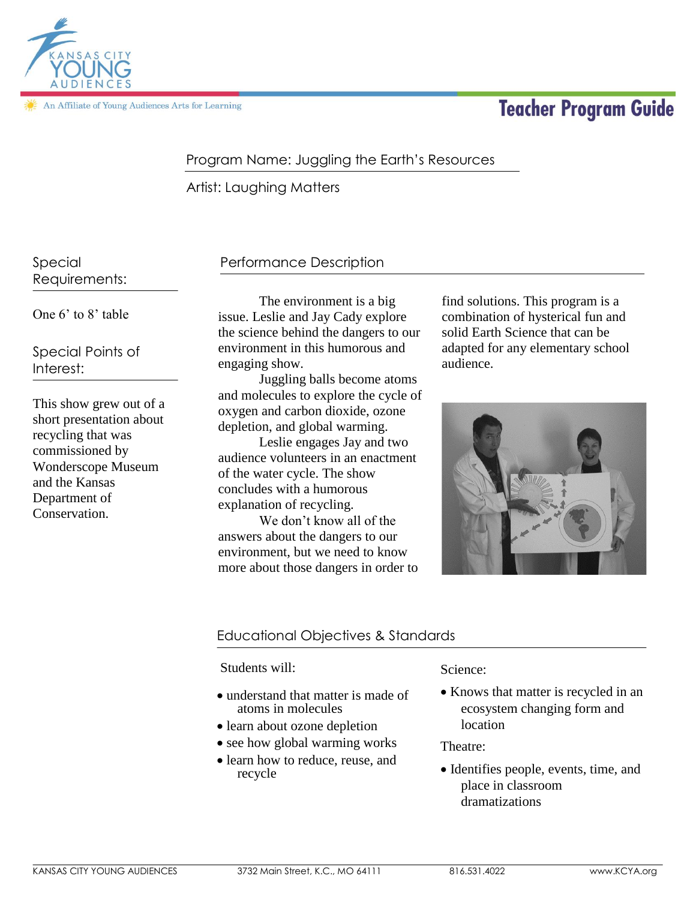KANSAS CITY YOUNG AUDIENCES

An Affiliate of Young Audiences Arts for Learning

# Teacher Program Guide

Program Name: Juggling the Earth's Resources

Artist: Laughing Matters

## Special Requirements:

One 6' to 8' table

## Special Points of Interest:

This show grew out of a short presentation about recycling that was commissioned by Wonderscope Museum and the Kansas Department of Conservation.

## Performance Description

The environment is a big issue. Leslie and Jay Cady explore the science behind the dangers to our environment in this humorous and engaging show.

Juggling balls become atoms and molecules to explore the cycle of oxygen and carbon dioxide, ozone depletion, and global warming.

Leslie engages Jay and two audience volunteers in an enactment of the water cycle. The show concludes with a humorous explanation of recycling.

We don't know all of the answers about the dangers to our environment, but we need to know more about those dangers in order to find solutions. This program is a combination of hysterical fun and solid Earth Science that can be adapted for any elementary school audience.

## Educational Objectives & Standards

Students will:

- understand that matter is made of atoms in molecules
- learn about ozone depletion
- see how global warming works
- learn how to reduce, reuse, and recycle

Science:

- Knows that matter is recycled in an ecosystem changing form and location

Theatre:

- Identifies people, events, time, and place in classroom dramatizations

KANSAS CITY YOUNG AUDIENCES | 3732 Main Street, K.C., MO 64111 | 816.531.4022 | www.KCYA.org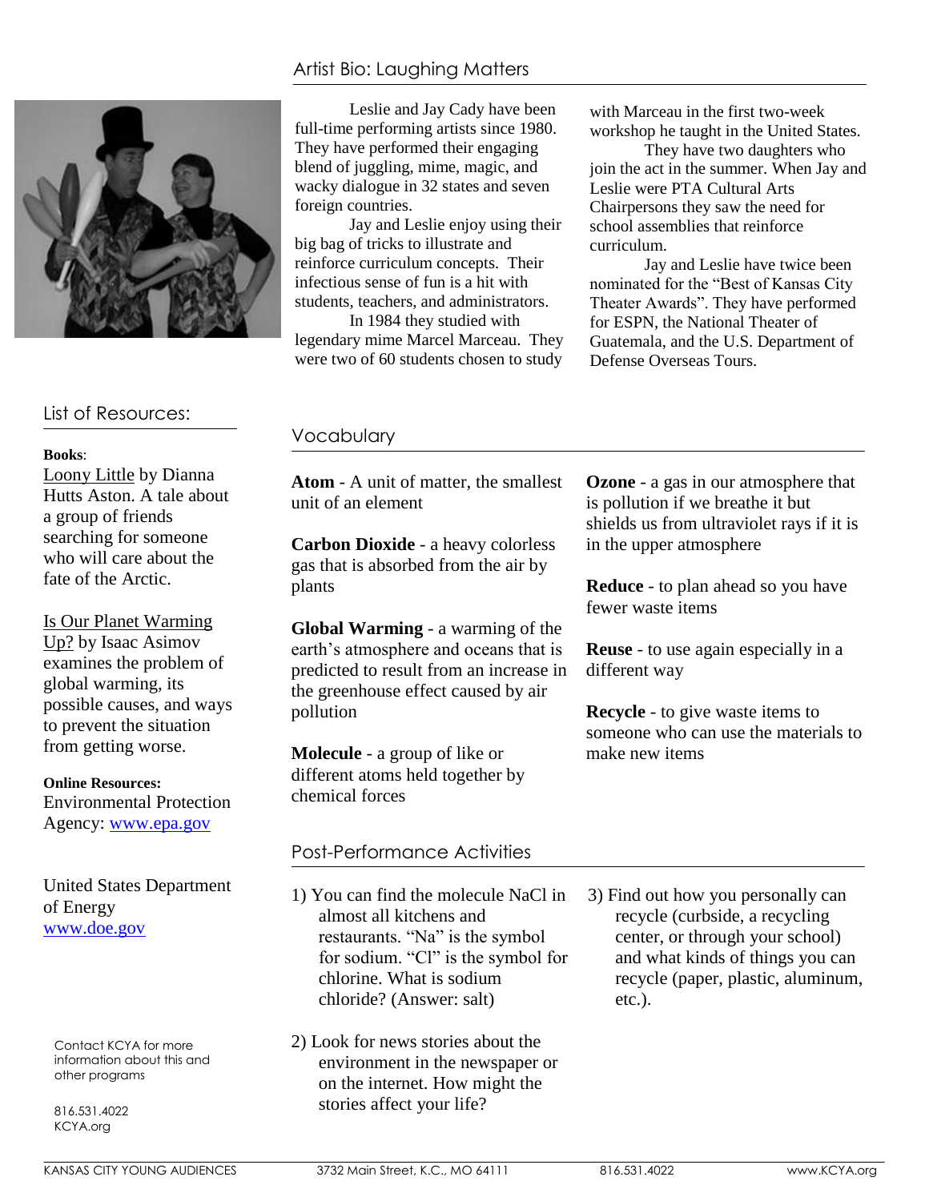## Artist Bio: Laughing Matters

Leslie and Jay Cady have been full-time performing artists since 1980. They have performed their engaging blend of juggling, mime, magic, and wacky dialogue in 32 states and seven foreign countries.

Jay and Leslie enjoy using their big bag of tricks to illustrate and reinforce curriculum concepts. Their infectious sense of fun is a hit with students, teachers, and administrators.

In 1984 they studied with legendary mime Marcel Marceau. They were two of 60 students chosen to study with Marceau in the first two-week workshop he taught in the United States.

They have two daughters who join the act in the summer. When Jay and Leslie were PTA Cultural Arts Chairpersons they saw the need for school assemblies that reinforce curriculum.

Jay and Leslie have twice been nominated for the "Best of Kansas City Theater Awards". They have performed for ESPN, the National Theater of Guatemala, and the U.S. Department of Defense Overseas Tours.

## List of Resources:

**Books**:

Loony Little by Dianna Hutts Aston. A tale about a group of friends searching for someone who will care about the fate of the Arctic.

Is Our Planet Warming Up? by Isaac Asimov examines the problem of global warming, its possible causes, and ways to prevent the situation from getting worse.

**Online Resources:**

Environmental Protection Agency: www.epa.gov

United States Department of Energy www.doe.gov

Contact KCYA for more information about this and other programs

816.531.4022
KCYA.org

## Vocabulary

**Atom** - A unit of matter, the smallest unit of an element

**Carbon Dioxide** - a heavy colorless gas that is absorbed from the air by plants

**Global Warming** - a warming of the earth's atmosphere and oceans that is predicted to result from an increase in the greenhouse effect caused by air pollution

**Molecule** - a group of like or different atoms held together by chemical forces

**Ozone** - a gas in our atmosphere that is pollution if we breathe it but shields us from ultraviolet rays if it is in the upper atmosphere

**Reduce** - to plan ahead so you have fewer waste items

**Reuse** - to use again especially in a different way

**Recycle** - to give waste items to someone who can use the materials to make new items

## Post-Performance Activities

1) You can find the molecule NaCl in almost all kitchens and restaurants. "Na" is the symbol for sodium. "Cl" is the symbol for chlorine. What is sodium chloride? (Answer: salt)

2) Look for news stories about the environment in the newspaper or on the internet. How might the stories affect your life?

3) Find out how you personally can recycle (curbside, a recycling center, or through your school) and what kinds of things you can recycle (paper, plastic, aluminum, etc.).